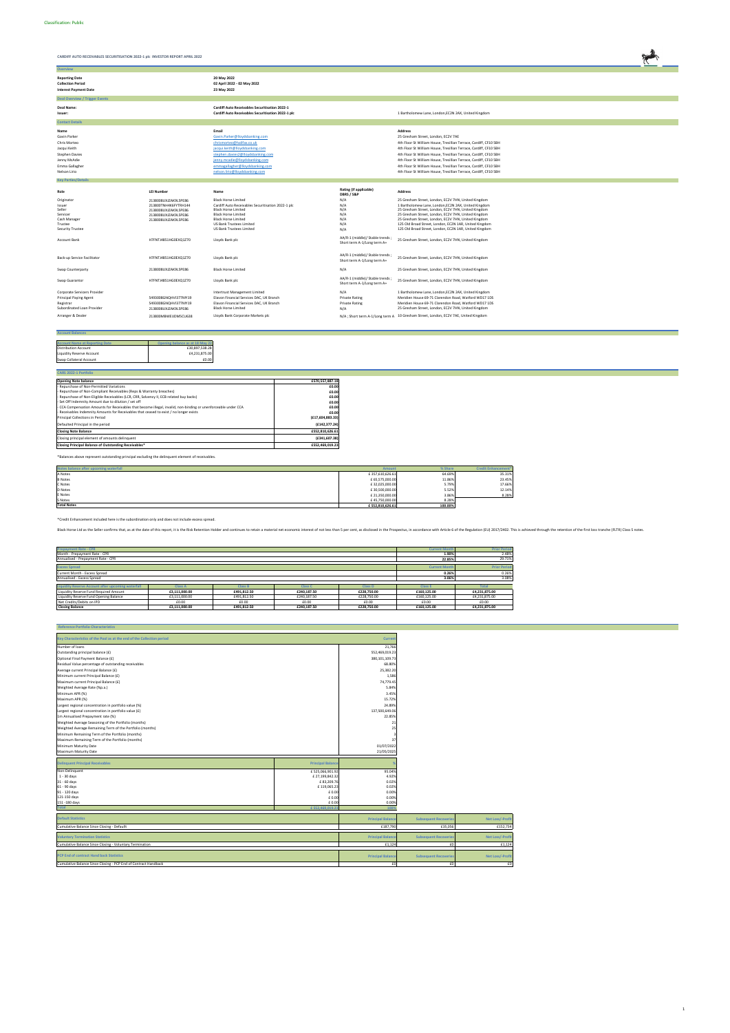Classification: Public

# CARDIFF AUTO RECEIVABLES SECURITISATION 2022-1 plc INVESTOR REPORT APRIL 2022

## Overview

| | |
|---|---|
| **Reporting Date** | 20 May 2022 |
| **Collection Period** | 02 April 2022 - 02 May 2022 |
| **Interest Payment Date** | 23 May 2022 |

## Deal Overview / Trigger Events

| | | |
|---|---|---|
| **Deal Name:** | Cardiff Auto Receivables Securitisation 2022-1 | |
| **Issuer:** | Cardiff Auto Receivables Securitisation 2022-1 plc | 1 Bartholomew Lane, London,EC2N 2AX, United Kingdom |

## Contact Details

| Name | Email | Address |
|---|---|---|
| Gavin Parker | Gavin.Parker@lloydsbanking.com | 25 Gresham Street, London, EC2V 7AE |
| Chris Morteo | chrismorteo@halifax.co.uk | 4th Floor St William House, Tresillian Terrace, Cardiff, CF10 5BH |
| Jacqui Keith | jacqui.keith@lloydsbanking.com | 4th Floor St William House, Tresillian Terrace, Cardiff, CF10 5BH |
| Stephen Davies | stephen.davies2@lloydsbanking.com | 4th Floor St William House, Tresillian Terrace, Cardiff, CF10 5BH |
| Jenny McAdie | jenny.mcadie@lloydsbanking.com | 4th Floor St William House, Tresillian Terrace, Cardiff, CF10 5BH |
| Emma Gallagher | emmagallagher@lloydsbanking.com | 4th Floor St William House, Tresillian Terrace, Cardiff, CF10 5BH |
| Nelson Lirio | nelson.lirio@lloydsbanking.com | 4th Floor St William House, Tresillian Terrace, Cardiff, CF10 5BH |

## Key Parties/Details

| Role | LEI Number | Name | Rating (if applicable) DBRS / S&P | Address |
|---|---|---|---|---|
| Originator | 2138008UXZAK9L5PE86 | Black Horse Limited | N/A | 25 Gresham Street, London, EC2V 7HN, United Kingdom |
| Issuer | 2138007NHMKEFYTRH144 | Cardiff Auto Receivables Securitisation 2022-1 plc | N/A | 1 Bartholomew Lane, London,EC2N 2AX, United Kingdom |
| Seller | 2138008UXZAK9L5PE86 | Black Horse Limited | N/A | 25 Gresham Street, London, EC2V 7HN, United Kingdom |
| Servicer | 2138008UXZAK9L5PE86 | Black Horse Limited | N/A | 25 Gresham Street, London, EC2V 7HN, United Kingdom |
| Cash Manager | 2138008UXZAK9L5PE86 | Black Horse Limited | N/A | 25 Gresham Street, London, EC2V 7HN, United Kingdom |
| Trustee | | US Bank Trustees Limited | N/A | 125 Old Broad Street, London, EC2N 1AR, United Kingdom |
| Security Trustee | | US Bank Trustees Limited | N/A | 125 Old Broad Street, London, EC2N 1AR, United Kingdom |
| Account Bank | H7FNTJ4851HG0EXQ1Z70 | Lloyds Bank plc | AA/R-1 (middle)/ Stable trends ; Short term A-1/Long term A+ | 25 Gresham Street, London, EC2V 7HN, United Kingdom |
| Back-up Service Facilitator | H7FNTJ4851HG0EXQ1Z70 | Lloyds Bank plc | AA/R-1 (middle)/ Stable trends ; Short term A-1/Long term A+ | 25 Gresham Street, London, EC2V 7HN, United Kingdom |
| Swap Counterparty | 2138008UXZAK9L5PE86 | Black Horse Limited | N/A | 25 Gresham Street, London, EC2V 7HN, United Kingdom |
| Swap Guarantor | H7FNTJ4851HG0EXQ1Z70 | Lloyds Bank plc | AA/R-1 (middle)/ Stable trends ; Short term A-1/Long term A+ | 25 Gresham Street, London, EC2V 7HN, United Kingdom |
| Corporate Servicers Provider | | Intertrust Management Limited | N/A | 1 Bartholomew Lane, London,EC2N 2AX, United Kingdom |
| Principal Paying Agent | 5493008GNQHVI377MY19 | Elavon Financial Services DAC, UK Branch | Private Rating | Meridien House 69-71 Clarendon Road, Watford WD17 1DS |
| Registrar | 5493008GNQHVI377MY19 | Elavon Financial Services DAC, UK Branch | Private Rating | Meridien House 69-71 Clarendon Road, Watford WD17 1DS |
| Subordinated Loan Provider | 2138008UXZAK9L5PE86 | Black Horse Limited | N/A | 25 Gresham Street, London, EC2V 7HN, United Kingdom |
| Arranger & Dealer | 213800MBWEIJDM5CU638 | Lloyds Bank Corporate Markets plc | N/A ; Short term A-1/Long term A | 10 Gresham Street, London, EC2V 7AE, United Kingdom |

## Account Balances

| Account Name at Reporting Date | Opening balance as at 10 May 22 |
|---|---|
| Distribution Account | £10,897,538.28 |
| Liquidity Reserve Account | £4,231,875.00 |
| Swap Collateral Account | £0.00 |

## CARS 2022-1 Portfolio

| | |
|---|---|
| **Opening Note balance** | **£570,557,887.18** |
| - Repurchase of Non-Permitted Variations | £0.00 |
| - Repurchase of Non-Compliant Receivables (Reps & Warranty breaches) | £0.00 |
| - Repurchase of Non-Eligible Receivables (LCR, CRR, Solvency II, ECB related buy backs) | £0.00 |
| - Set Off Indemnity Amount due to dilution / set off | £0.00 |
| - CCA Compensation Amounts for Receivables that become illegal, invalid, non-binding or unenforceable under CCA | £0.00 |
| - Receivables Indemnity Amounts for Receivables that ceased to exist / no longer exists | £0.00 |
| Principal Collections in Period | (£17,604,883.33) |
| Defaulted Principal in the period | (£142,377.24) |
| **Closing Note Balance** | **£552,810,626.61** |
| Closing principal element of amounts delinquent | (£341,607.38) |
| **Closing Principal Balance of Outstanding Receivables*** | **£552,469,019.23** |

*Balances above represent outstanding principal excluding the delinquent element of receivables.

| Notes balance after upcoming waterfall | Amount | % Share | Credit Enhancement* |
|---|---|---|---|
| A Notes | £ 357,610,626.61 | 64.69% | 35.31% |
| B Notes | £ 65,575,000.00 | 11.86% | 23.45% |
| C Notes | £ 32,025,000.00 | 5.79% | 17.66% |
| D Notes | £ 30,500,000.00 | 5.52% | 12.14% |
| E Notes | £ 21,350,000.00 | 3.86% | 8.28% |
| S Notes | £ 45,750,000.00 | 8.28% | |
| **Total Notes** | **£ 552,810,626.61** | **100.00%** | |

*Credit Enhancement included here is the subordination only and does not include excess spread.

Black Horse Ltd as the Seller confirms that, as at the date of this report, it is the Risk Retention Holder and continues to retain a material net economic interest of not less than 5 per cent, as disclosed in the Prospectus, in accordance with Article 6 of the Regulation (EU) 2017/2402. This is achieved through the retention of the first loss tranche (FLTR) Class S notes.

| Prepayment Rate - CPR | Current Month | Prior Period |
|---|---|---|
| Month - Prepayment Rate - CPR | 1.98% | 2.48% |
| Annualised - Prepayment Rate - CPR | 22.85% | 29.71% |

| Excess Spread | Current Month | Prior Period |
|---|---|---|
| Current Month - Excess Spread | 0.26% | 0.26% |
| Annualised - Excess Spread | 3.06% | 3.08% |

| Liquidity Reserve Account after upcoming waterfall | Class A | Class B | Class C | Class D | Class E | Total |
|---|---|---|---|---|---|---|
| Liquidity Reserve Fund Required Amount | £3,111,000.00 | £491,812.50 | £240,187.50 | £228,750.00 | £160,125.00 | £4,231,875.00 |
| Liquidity Reserve Fund Opening Balance | £3,111,000.00 | £491,812.50 | £240,187.50 | £228,750.00 | £160,125.00 | £4,231,875.00 |
| Net Credits/Debits on IPD | £0.00 | £0.00 | £0.00 | £0.00 | £0.00 | £0.00 |
| **Closing Balance** | **£3,111,000.00** | **£491,812.50** | **£240,187.50** | **£228,750.00** | **£160,125.00** | **£4,231,875.00** |

## Reference Portfolio Characteristics

| Key Characteristics of the Pool as at the end of the Collection period | Current |
|---|---|
| Number of loans | 21,766 |
| Outstanding principal balance (£) | 552,469,019.23 |
| Optional Final Payment Balance (£) | 380,101,109.73 |
| Residual Value percentage of outstanding receivables | 68.80% |
| Average current Principal Balance (£) | 25,382.20 |
| Minimum current Principal Balance (£) | 1,586 |
| Maximum current Principal Balance (£) | 74,779.45 |
| Weighted Average Rate (%p.a.) | 5.84% |
| Minimum APR (%) | 3.49% |
| Maximum APR (%) | 15.72% |
| Largest regional concentration in portfolio value (%) | 24.89% |
| Largest regional concentration in portfolio value (£) | 137,500,649.06 |
| 1m Annualised Prepayment rate (%) | 22.85% |
| Weighted Average Seasoning of the Portfolio (months) | 21 |
| Weighted Average Remaining Term of the Portfolio (months) | 25 |
| Minimum Remaining Term of the Portfolio (months) | 3 |
| Maximum Remaining Term of the Portfolio (months) | 37 |
| Minimum Maturity Date | 01/07/2022 |
| Maximum Maturity Date | 21/05/2025 |

| Delinquent Principal Receivables | Principal Balance | % |
|---|---|---|
| Non-Delinquent | £ 525,066,901.93 | 95.04% |
| 1 - 30 days | £ 27,199,842.32 | 4.92% |
| 31 - 60 days | £ 83,209.76 | 0.02% |
| 61 - 90 days | £ 119,065.23 | 0.02% |
| 91 - 120 days | £ 0.00 | 0.00% |
| 121-150 days | £ 0.00 | 0.00% |
| 151 - 180 days | £ 0.00 | 0.00% |
| **Total** | **£ 552,469,019.23** | **100%** |

| Default Statistics | Principal Balance | Subsequent Recoveries | Net Loss/-Profit |
|---|---|---|---|
| Cumulative Balance Since Closing - Default | £187,790 | £35,056 | £152,734 |

| Voluntary Termination Statistics | Principal Balance | Subsequent Recoveries | Net Loss/-Profit |
|---|---|---|---|
| Cumulative Balance Since Closing - Voluntary Termination | £1,124 | £0 | £1,124 |

| PCP End of contract Hand back Statistics | Principal Balance | Subsequent Recoveries | Net Loss/-Profit |
|---|---|---|---|
| Cumulative Balance Since Closing - PCP End of Contract Handback | £0 | £0 | £0 |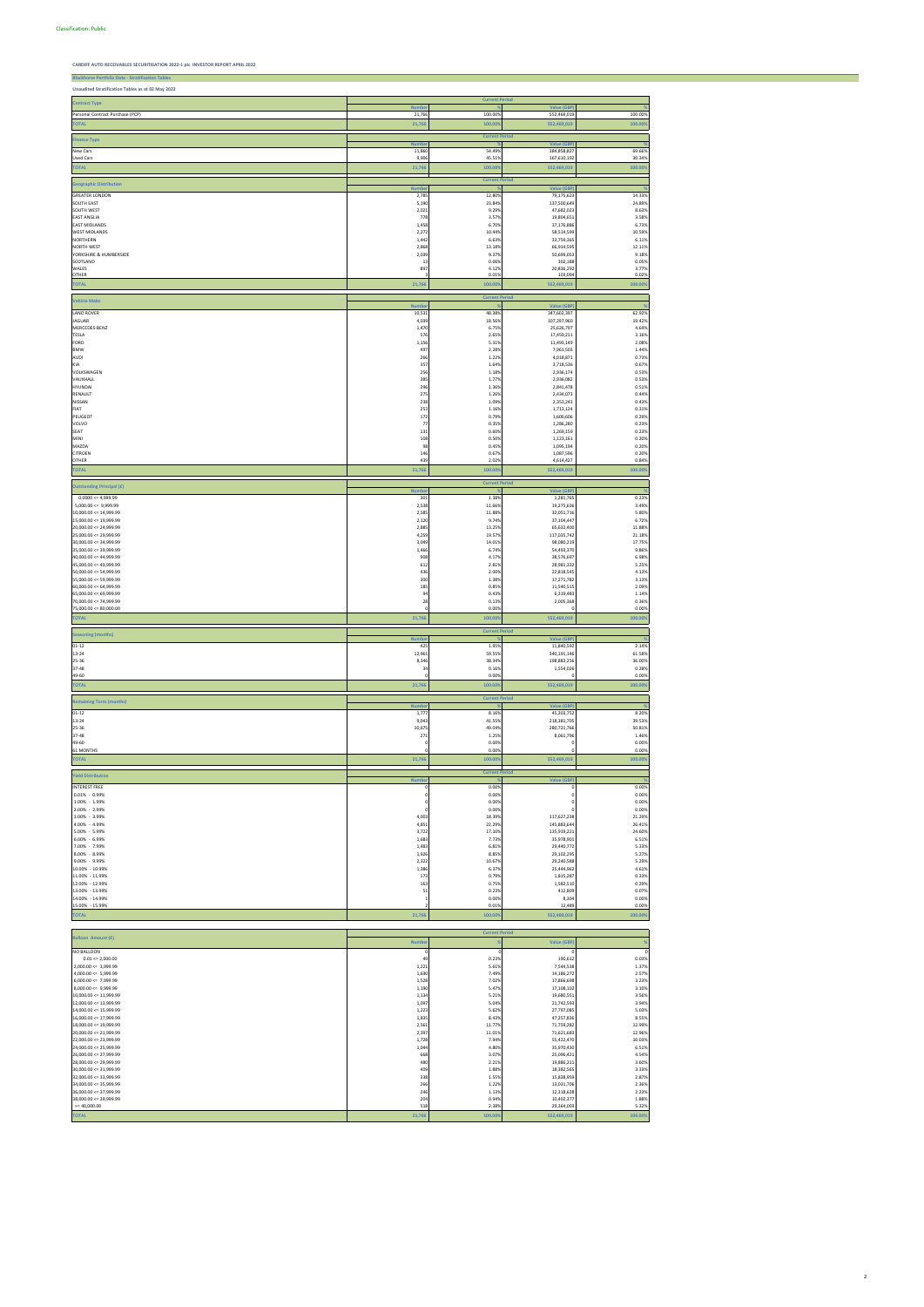Classification: Public

**CARDIFF AUTO RECEIVABLES SECURITISATION 2022-1 plc INVESTOR REPORT APRIL 2022**

**Blackhorse Portfolio Data - Stratification Tables**

**Unaudited Stratification Tables as at 02 May 2022**

| Contract Type | Current Period | | | |
|---|---|---|---|---|
| | Number | % | Value (GBP) | % |
| Personal Contract Purchase (PCP) | 21,766 | 100.00% | 552,469,019 | 100.00% |
| TOTAL | 21,766 | 100.00% | 552,469,019 | 100.00% |

| Finance Type | Current Period | | | |
|---|---|---|---|---|
| | Number | % | Value (GBP) | % |
| New Cars | 11,860 | 54.49% | 384,858,827 | 69.66% |
| Used Cars | 9,906 | 45.51% | 167,610,192 | 30.34% |
| TOTAL | 21,766 | 100.00% | 552,469,019 | 100.00% |

| Geographic Distribution | Current Period | | | |
|---|---|---|---|---|
| | Number | % | Value (GBP) | % |
| GREATER LONDON | 2,785 | 12.80% | 79,175,623 | 14.33% |
| SOUTH EAST | 5,190 | 23.84% | 137,500,649 | 24.89% |
| SOUTH WEST | 2,021 | 9.29% | 47,682,023 | 8.63% |
| EAST ANGLIA | 778 | 3.57% | 19,804,651 | 3.58% |
| EAST MIDLANDS | 1,458 | 6.70% | 37,176,886 | 6.73% |
| WEST MIDLANDS | 2,272 | 10.44% | 58,514,599 | 10.59% |
| NORTHERN | 1,442 | 6.63% | 33,759,365 | 6.11% |
| NORTH WEST | 2,868 | 13.18% | 66,914,595 | 12.11% |
| YORKSHIRE & HUMBERSIDE | 2,039 | 9.37% | 50,699,053 | 9.18% |
| SCOTLAND | 13 | 0.06% | 302,188 | 0.05% |
| WALES | 897 | 4.12% | 20,836,292 | 3.77% |
| OTHER | 3 | 0.01% | 103,094 | 0.02% |
| TOTAL | 21,766 | 100.00% | 552,469,019 | 100.00% |

| Vehicle Make | Current Period | | | |
|---|---|---|---|---|
| | Number | % | Value (GBP) | % |
| LAND ROVER | 10,531 | 48.38% | 347,602,397 | 62.92% |
| JAGUAR | 4,039 | 18.56% | 107,297,960 | 19.42% |
| MERCEDES-BENZ | 1,470 | 6.75% | 25,626,797 | 4.64% |
| TESLA | 576 | 2.65% | 17,459,211 | 3.16% |
| FORD | 1,156 | 5.31% | 11,490,149 | 2.08% |
| BMW | 497 | 2.28% | 7,961,503 | 1.44% |
| AUDI | 266 | 1.22% | 4,018,871 | 0.73% |
| KIA | 357 | 1.64% | 3,718,536 | 0.67% |
| VOLKSWAGEN | 256 | 1.18% | 2,936,174 | 0.53% |
| VAUXHALL | 385 | 1.77% | 2,936,082 | 0.53% |
| HYUNDAI | 296 | 1.36% | 2,843,478 | 0.51% |
| RENAULT | 275 | 1.26% | 2,434,073 | 0.44% |
| NISSAN | 238 | 1.09% | 2,353,241 | 0.43% |
| FIAT | 253 | 1.16% | 1,713,124 | 0.31% |
| PEUGEOT | 172 | 0.79% | 1,600,606 | 0.29% |
| VOLVO | 77 | 0.35% | 1,286,280 | 0.23% |
| SEAT | 131 | 0.60% | 1,269,159 | 0.23% |
| MINI | 108 | 0.50% | 1,123,161 | 0.20% |
| MAZDA | 98 | 0.45% | 1,095,194 | 0.20% |
| CITROEN | 146 | 0.67% | 1,087,596 | 0.20% |
| OTHER | 439 | 2.02% | 4,614,427 | 0.84% |
| TOTAL | 21,766 | 100.00% | 552,469,019 | 100.00% |

| Outstanding Principal (£) | Current Period | | | |
|---|---|---|---|---|
| | Number | % | Value (GBP) | % |
| 0.0000 <= 4,999.99 | 301 | 1.38% | 1,261,765 | 0.23% |
| 5,000.00 <= 9,999.99 | 2,538 | 11.66% | 19,275,636 | 3.49% |
| 10,000.00 <= 14,999.99 | 2,585 | 11.88% | 32,051,716 | 5.80% |
| 15,000.00 <= 19,999.99 | 2,120 | 9.74% | 37,104,447 | 6.72% |
| 20,000.00 <= 24,999.99 | 2,885 | 13.25% | 65,632,400 | 11.88% |
| 25,000.00 <= 29,999.99 | 4,259 | 19.57% | 117,035,742 | 21.18% |
| 30,000.00 <= 34,999.99 | 3,049 | 14.01% | 98,080,219 | 17.75% |
| 35,000.00 <= 39,999.99 | 1,466 | 6.74% | 54,493,370 | 9.86% |
| 40,000.00 <= 44,999.99 | 908 | 4.17% | 38,576,697 | 6.98% |
| 45,000.00 <= 49,999.99 | 612 | 2.81% | 28,983,332 | 5.25% |
| 50,000.00 <= 54,999.99 | 436 | 2.00% | 22,818,545 | 4.13% |
| 55,000.00 <= 59,999.99 | 300 | 1.38% | 17,271,782 | 3.13% |
| 60,000.00 <= 64,999.99 | 185 | 0.85% | 11,540,515 | 2.09% |
| 65,000.00 <= 69,999.99 | 94 | 0.43% | 6,319,483 | 1.14% |
| 70,000.00 <= 74,999.99 | 28 | 0.13% | 2,005,368 | 0.36% |
| 75,000.00 <= 80,000.00 | 0 | 0.00% | 0 | 0.00% |
| TOTAL | 21,766 | 100.00% | 552,469,019 | 100.00% |

| Seasoning (months) | Current Period | | | |
|---|---|---|---|---|
| | Number | % | Value (GBP) | % |
| 01-12 | 425 | 1.95% | 11,840,502 | 2.14% |
| 13-24 | 12,961 | 59.55% | 340,191,146 | 61.58% |
| 25-36 | 8,346 | 38.34% | 198,883,256 | 36.00% |
| 37-48 | 34 | 0.16% | 1,554,026 | 0.28% |
| 49-60 | 0 | 0.00% | 0 | 0.00% |
| TOTAL | 21,766 | 100.00% | 552,469,019 | 100.00% |

| Remaining Term (months) | Current Period | | | |
|---|---|---|---|---|
| | Number | % | Value (GBP) | % |
| 01-12 | 1,777 | 8.16% | 45,303,752 | 8.20% |
| 13-24 | 9,043 | 41.55% | 218,383,705 | 39.53% |
| 25-36 | 10,675 | 49.04% | 280,721,766 | 50.81% |
| 37-48 | 271 | 1.25% | 8,060,796 | 1.46% |
| 49-60 | 0 | 0.00% | 0 | 0.00% |
| 61 MONTHS | 0 | 0.00% | 0 | 0.00% |
| TOTAL | 21,766 | 100.00% | 552,469,019 | 100.00% |

| Yield Distribution | Current Period | | | |
|---|---|---|---|---|
| | Number | % | Value (GBP) | % |
| INTEREST FREE | 0 | 0.00% | 0 | 0.00% |
| 0.01% - 0.99% | 0 | 0.00% | 0 | 0.00% |
| 1.00% - 1.99% | 0 | 0.00% | 0 | 0.00% |
| 2.00% - 2.99% | 0 | 0.00% | 0 | 0.00% |
| 3.00% - 3.99% | 4,003 | 18.39% | 117,627,238 | 21.29% |
| 4.00% - 4.99% | 4,851 | 22.29% | 145,883,644 | 26.41% |
| 5.00% - 5.99% | 3,722 | 17.10% | 135,919,221 | 24.60% |
| 6.00% - 6.99% | 1,683 | 7.73% | 35,978,901 | 6.51% |
| 7.00% - 7.99% | 1,483 | 6.81% | 29,440,772 | 5.33% |
| 8.00% - 8.99% | 1,926 | 8.85% | 29,102,295 | 5.27% |
| 9.00% - 9.99% | 2,322 | 10.67% | 29,240,588 | 5.29% |
| 10.00% - 10.99% | 1,386 | 6.37% | 25,444,962 | 4.61% |
| 11.00% - 11.99% | 173 | 0.79% | 1,815,287 | 0.33% |
| 12.00% - 12.99% | 163 | 0.75% | 1,582,510 | 0.29% |
| 13.00% - 13.99% | 51 | 0.23% | 412,809 | 0.07% |
| 14.00% - 14.99% | 1 | 0.00% | 8,304 | 0.00% |
| 15.00% - 15.99% | 2 | 0.01% | 12,488 | 0.00% |
| TOTAL | 21,766 | 100.00% | 552,469,019 | 100.00% |

| Balloon Amount (£) | Current Period | | | |
|---|---|---|---|---|
| | Number | % | Value (GBP) | % |
| NO BALLOON | 0 | 0 | 0 | 0 |
| 0.01 <= 2,000.00 | 49 | 0.23% | 190,612 | 0.03% |
| 2,000.00 <= 3,999.99 | 1,221 | 5.61% | 7,544,538 | 1.37% |
| 4,000.00 <= 5,999.99 | 1,630 | 7.49% | 14,186,272 | 2.57% |
| 6,000.00 <= 7,999.99 | 1,528 | 7.02% | 17,866,698 | 3.23% |
| 8,000.00 <= 9,999.99 | 1,190 | 5.47% | 17,108,102 | 3.10% |
| 10,000.00 <= 11,999.99 | 1,134 | 5.21% | 19,680,551 | 3.56% |
| 12,000.00 <= 13,999.99 | 1,097 | 5.04% | 21,742,593 | 3.94% |
| 14,000.00 <= 15,999.99 | 1,223 | 5.62% | 27,797,085 | 5.03% |
| 16,000.00 <= 17,999.99 | 1,835 | 8.43% | 47,257,836 | 8.55% |
| 18,000.00 <= 19,999.99 | 2,561 | 11.77% | 71,759,282 | 12.99% |
| 20,000.00 <= 21,999.99 | 2,397 | 11.01% | 71,621,683 | 12.96% |
| 22,000.00 <= 23,999.99 | 1,728 | 7.94% | 55,422,470 | 10.03% |
| 24,000.00 <= 25,999.99 | 1,044 | 4.80% | 35,970,430 | 6.51% |
| 26,000.00 <= 27,999.99 | 668 | 3.07% | 25,096,421 | 4.54% |
| 28,000.00 <= 29,999.99 | 480 | 2.21% | 19,886,211 | 3.60% |
| 30,000.00 <= 31,999.99 | 409 | 1.88% | 18,382,565 | 3.33% |
| 32,000.00 <= 33,999.99 | 338 | 1.55% | 15,838,959 | 2.87% |
| 34,000.00 <= 35,999.99 | 266 | 1.22% | 13,031,706 | 2.36% |
| 36,000.00 <= 37,999.99 | 246 | 1.13% | 12,318,628 | 2.23% |
| 38,000.00 <= 39,999.99 | 204 | 0.94% | 10,402,377 | 1.88% |
| >= 40,000.00 | 518 | 2.38% | 29,364,003 | 5.32% |
| TOTAL | 21,766 | 100.00% | 552,469,019 | 100.00% |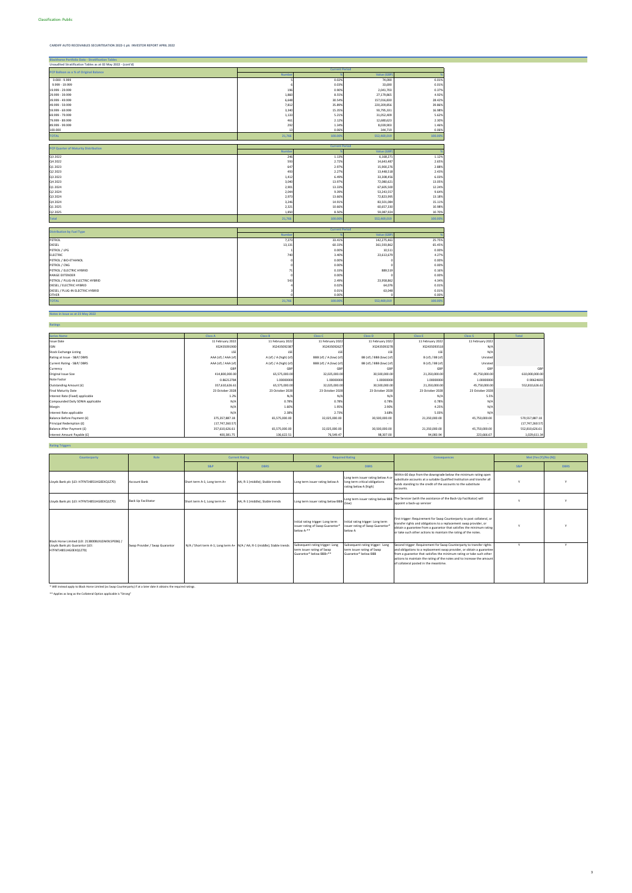Classification: Public

CARDIFF AUTO RECEIVABLES SECURITISATION 2022-1 plc INVESTOR REPORT APRIL 2022

## Blackhorse Portfolio Data - Stratification Tables

Unaudited Stratification Tables as at 02 May 2022 - (cont'd)

| PCP Balloon as a % of Original Balance | Current Period | | | |
|---|---|---|---|---|
| | Number | % | Value (GBP) | % |
| 0.000 - 9.999 | 5 | 0.02% | 74,090 | 0.01% |
| 9.999 - 19.999 | 6 | 0.03% | 33,690 | 0.01% |
| 19.999 - 29.999 | 196 | 0.90% | 2,041,703 | 0.37% |
| 29.999 - 39.999 | 1,860 | 8.55% | 27,178,865 | 4.92% |
| 39.999 - 49.999 | 6,648 | 30.54% | 157,016,830 | 28.42% |
| 49.999 - 59.999 | 7,812 | 35.89% | 220,209,856 | 39.86% |
| 59.999 - 69.999 | 3,340 | 15.35% | 93,795,331 | 16.98% |
| 69.999 - 79.999 | 1,133 | 5.21% | 31,052,409 | 5.62% |
| 79.999 - 89.999 | 461 | 2.12% | 12,680,623 | 2.30% |
| 89.999 - 99.999 | 292 | 1.34% | 8,038,903 | 1.46% |
| 100.000 | 13 | 0.06% | 344,719 | 0.06% |
| TOTAL | 21,766 | 100.00% | 552,469,019 | 100.00% |

| PCP Quarter of Maturity Distribution | Current Period | | | |
|---|---|---|---|---|
| | Number | % | Value (GBP) | % |
| Q3 2022 | 246 | 1.13% | 6,168,271 | 1.12% |
| Q4 2022 | 593 | 2.72% | 14,643,487 | 2.65% |
| Q1 2023 | 647 | 2.97% | 15,900,276 | 2.88% |
| Q2 2023 | 493 | 2.27% | 13,448,538 | 2.43% |
| Q3 2023 | 1,412 | 6.49% | 33,308,456 | 6.03% |
| Q4 2023 | 3,040 | 13.97% | 72,080,621 | 13.05% |
| Q1 2024 | 2,901 | 13.33% | 67,609,500 | 12.24% |
| Q2 2024 | 2,044 | 9.39% | 53,243,557 | 9.64% |
| Q3 2024 | 2,973 | 13.66% | 72,823,995 | 13.18% |
| Q4 2024 | 3,246 | 14.91% | 83,503,084 | 15.11% |
| Q1 2025 | 2,321 | 10.66% | 60,657,330 | 10.98% |
| Q2 2025 | 1,850 | 8.50% | 59,087,924 | 10.70% |
| Total | 21,766 | 100.00% | 552,469,019 | 100.00% |

| Distribution by Fuel Type | Current Period | | | |
|---|---|---|---|---|
| | Number | % | Value (GBP) | % |
| PETROL | 7,272 | 33.41% | 142,275,461 | 25.75% |
| DIESEL | 13,131 | 60.33% | 361,593,862 | 65.45% |
| PETROL / LPG | 1 | 0.00% | 10,511 | 0.00% |
| ELECTRIC | 740 | 3.40% | 23,613,679 | 4.27% |
| PETROL / BIO-ETHANOL | 0 | 0.00% | 0 | 0.00% |
| PETROL / CNG | 0 | 0.00% | 0 | 0.00% |
| PETROL / ELECTRIC HYBRID | 71 | 0.33% | 889,519 | 0.16% |
| RANGE EXTENDER | 0 | 0.00% | 0 | 0.00% |
| PETROL / PLUG-IN ELECTRIC HYBRID | 543 | 2.49% | 23,958,862 | 4.34% |
| DIESEL / ELECTRIC HYBRID | 4 | 0.02% | 64,076 | 0.01% |
| DIESEL / PLUG-IN ELECTRIC HYBRID | 3 | 0.01% | 63,048 | 0.01% |
| OTHER | 0 | 0.00% | 0 | 0.00% |
| TOTAL | 21,766 | 100.00% | 552,469,019 | 100.00% |

## Notes in Issue as at 23 May 2022

### Ratings

| Series Name | Class A | Class B | Class C | Class D | Class E | Class S | Total |
|---|---|---|---|---|---|---|---|
| Issue Date | 11 February 2022 | 11 February 2022 | 11 February 2022 | 11 February 2022 | 11 February 2022 | 11 February 2022 | |
| ISIN | XS2435091900 | XS2435092387 | XS2435092627 | XS2435093278 | XS2435093518 | N/A | |
| Stock Exchange Listing | LSE | LSE | LSE | LSE | LSE | N/A | |
| Rating at Issue - S&P/ DBRS | AAA (sf) / AAA (sf) | A (sf) / A (high) (sf) | BBB (sf) / A (low) (sf) | BB (sf) / BBB (low) (sf) | B (sf) / BB (sf) | Unrated | |
| Current Rating - S&P/ DBRS | AAA (sf) / AAA (sf) | A (sf) / A (high) (sf) | BBB (sf) / A (low) (sf) | BB (sf) / BBB (low) (sf) | B (sf) / BB (sf) | Unrated | |
| Currency | GBP | GBP | GBP | GBP | GBP | GBP | GBP |
| Original Issue Size | 414,800,000.00 | 65,575,000.00 | 32,025,000.00 | 30,500,000.00 | 21,350,000.00 | 45,750,000.00 | 610,000,000.00 |
| Note Factor | 0.86212784 | 1.00000000 | 1.00000000 | 1.00000000 | 1.00000000 | 1.00000000 | 0.90624693 |
| Outstanding Amount (£) | 357,610,626.61 | 65,575,000.00 | 32,025,000.00 | 30,500,000.00 | 21,350,000.00 | 45,750,000.00 | 552,810,626.61 |
| Final Maturity Date | 23 October 2028 | 23 October 2028 | 23 October 2028 | 23 October 2028 | 23 October 2028 | 23 October 2028 | |
| Interest Rate (Fixed) applicable | 1.2% | N/A | N/A | N/A | N/A | 5.5% | |
| Compounded Daily SONIA applicable | N/A | 0.78% | 0.78% | 0.78% | 0.78% | N/A | |
| Margin | N/A | 1.60% | 1.95% | 2.90% | 4.25% | N/A | |
| Interest Rate applicable | N/A | 2.38% | 2.73% | 3.68% | 5.03% | N/A | |
| Balance Before Payment (£) | 375,357,887.18 | 65,575,000.00 | 32,025,000.00 | 30,500,000.00 | 21,350,000.00 | 45,750,000.00 | 570,557,887.18 |
| Principal Redemption (£) | (17,747,260.57) | - | - | - | - | - | (17,747,260.57) |
| Balance After Payment (£) | 357,610,626.61 | 65,575,000.00 | 32,025,000.00 | 30,500,000.00 | 21,350,000.00 | 45,750,000.00 | 552,810,626.61 |
| Interest Amount Payable (£) | 400,381.75 | 136,622.51 | 76,549.47 | 98,307.00 | 94,083.04 | 223,666.67 | 1,029,611.34 |

### Rating Triggers

| Counterparty | Role | Current Rating | | Required Rating | | Consequences | Met (Yes (Y)/No (N)) | |
|---|---|---|---|---|---|---|---|---|
| | | S&P | DBRS | S&P | DBRS | | S&P | DBRS |
| Lloyds Bank plc (LEI: H7FNTJ4851HG0EXQ1Z70) | Account Bank | Short term A-1; Long term A+ | AA; R-1 (middle); Stable trends | Long term issuer rating below A | Long term issuer rating below A or long term critical obligations rating below A (high) | Within 60 days from the downgrade below the minimum rating open substitute accounts at a suitable Qualified Institution and transfer all funds standing to the credit of the accounts to the substitute accounts. | Y | Y |
| Lloyds Bank plc (LEI: H7FNTJ4851HG0EXQ1Z70) | Back Up Facilitator | Short term A-1; Long term A+ | AA; R-1 (middle); Stable trends | Long term issuer rating below BBB | Long term issuer rating below BBB (low) | The Servicer (with the assistance of the Back-Up Facilitator) will appoint a back-up servicer | Y | Y |
| Black Horse Limited (LEI: 2138008UXJZAK9L5PE86) / Lloyds Bank plc Guarantor (LEI: H7FNTJ4851HG0EXQ1Z70) | Swap Provider / Swap Guarantor | N/A / Short term A-1; Long term A+ | N/A / AA; R-1 (middle); Stable trends | Initial rating trigger: Long term issuer rating of Swap Guarantor* below A-** | Initial rating trigger: Long term issuer rating of Swap Guarantor* below A | First trigger: Requirement for Swap Counterparty to post collateral, or transfer rights and obligations to a replacement swap provider, or obtain a guarantee from a guarantor that satisfies the minimum rating or take such other actions to maintain the rating of the notes. | Y | Y |
| | | | | Subsequent rating trigger: Long term issuer rating of Swap Guarantor* below BBB+** | Subsequent rating trigger: Long term issuer rating of Swap Guarantor* below BBB | Second trigger: Requirement for Swap Counterparty to transfer rights and obligations to a replacement swap provider, or obtain a guarantee from a guarantor that satisfies the minimum rating or take such other actions to maintain the rating of the notes and to increase the amount of collateral posted in the meantime. | Y | Y |

* Will instead apply to Black Horse Limited (as Swap Counterparty) if at a later date it obtains the required ratings.

** Applies as long as the Collateral Option applicable is "Strong"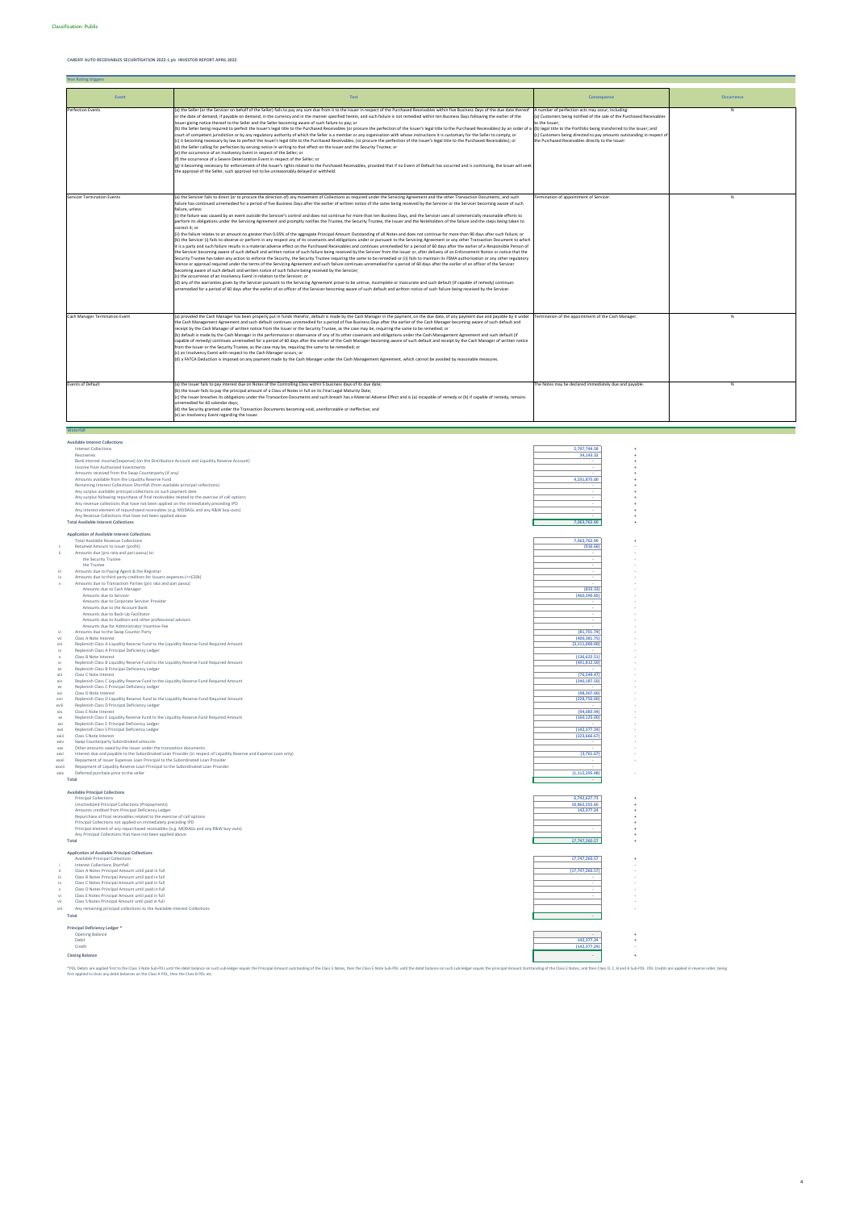Classification: Public

**CARDIFF AUTO RECEIVABLES SECURITISATION 2022-1 plc INVESTOR REPORT APRIL 2022**

## Non Rating triggers

| Event | Test | Consequence | Occurrence |
|---|---|---|---|
| Perfection Events | (a) the Seller (or the Servicer on behalf of the Seller) fails to pay any sum due from it to the Issuer in respect of the Purchased Receivables within five Business Days of the due date thereof or the date of demand, if payable on demand, in the currency and in the manner specified herein, and such failure is not remedied within ten Business Days following the earlier of the Issuer giving notice thereof to the Seller and the Seller becoming aware of such failure to pay; or<br>(b) the Seller being required to perfect the Issuer's legal title to the Purchased Receivables (or procure the perfection of the Issuer's legal title to the Purchased Receivables) by an order of a court of competent jurisdiction or by any regulatory authority of which the Seller is a member or any organisation with whose instructions it is customary for the Seller to comply; or<br>(c) it becoming necessary by law to perfect the Issuer's legal title to the Purchased Receivables, (or procure the perfection of the Issuer's legal title to the Purchased Receivables); or<br>(d) the Seller calling for perfection by serving notice in writing to that effect on the Issuer and the Security Trustee; or<br>(e) the occurrence of an Insolvency Event in respect of the Seller; or<br>(f) the occurrence of a Severe Deterioration Event in respect of the Seller; or<br>(g) it becoming necessary for enforcement of the Issuer's rights related to the Purchased Receivables, provided that if no Event of Default has occurred and is continuing, the Issuer will seek the approval of the Seller, such approval not to be unreasonably delayed or withheld. | A number of perfection acts may occur, including:<br>(a) Customers being notified of the sale of the Purchased Receivables to the Issuer;<br>(b) legal title to the Portfolio being transferred to the Issuer; and<br>(c) Customers being directed to pay amounts outstanding in respect of the Purchased Receivables directly to the Issuer. | N |
| Servicer Termination Events | (a) the Servicer fails to direct (or to procure the direction of) any movement of Collections as required under the Servicing Agreement and the other Transaction Documents, and such failure has continued unremedied for a period of five Business Days after the earlier of written notice of the same being received by the Servicer or the Servicer becoming aware of such failure, unless:<br>(i) the failure was caused by an event outside the Servicer's control and does not continue for more than ten Business Days, and the Servicer uses all commercially reasonable efforts to perform its obligations under the Servicing Agreement and promptly notifies the Trustee, the Security Trustee, the Issuer and the Noteholders of the failure and the steps being taken to correct it; or<br>(ii) the failure relates to an amount no greater than 0.05% of the aggregate Principal Amount Outstanding of all Notes and does not continue for more than 90 days after such failure; or<br>(b) the Servicer (i) fails to observe or perform in any respect any of its covenants and obligations under or pursuant to the Servicing Agreement or any other Transaction Document to which it is a party and such failure results in a material adverse effect on the Purchased Receivables and continues unremedied for a period of 60 days after the earlier of a Responsible Person of the Servicer becoming aware of such default and written notice of such failure being received by the Servicer from the Issuer or, after delivery of an Enforcement Notice or notice that the Security Trustee has taken any action to enforce the Security, the Security Trustee requiring the same to be remedied or (ii) fails to maintain its FSMA authorisation or any other regulatory licence or approval required under the terms of the Servicing Agreement and such failure continues unremedied for a period of 60 days after the earlier of an officer of the Servicer becoming aware of such default and written notice of such failure being received by the Servicer;<br>(c) the occurrence of an Insolvency Event in relation to the Servicer; or<br>(d) any of the warranties given by the Servicer pursuant to the Servicing Agreement prove to be untrue, incomplete or inaccurate and such default (if capable of remedy) continues unremedied for a period of 60 days after the earlier of an officer of the Servicer becoming aware of such default and written notice of such failure being received by the Servicer. | Termination of appointment of Servicer. | N |
| Cash Manager Termination Event | (a) provided the Cash Manager has been properly put in funds therefor, default is made by the Cash Manager in the payment, on the due date, of any payment due and payable by it under the Cash Management Agreement and such default continues unremedied for a period of five Business Days after the earlier of the Cash Manager becoming aware of such default and receipt by the Cash Manager of written notice from the Issuer or the Security Trustee, as the case may be, requiring the same to be remedied; or<br>(b) default is made by the Cash Manager in the performance or observance of any of its other covenants and obligations under the Cash Management Agreement and such default (if capable of remedy) continues unremedied for a period of 60 days after the earlier of the Cash Manager becoming aware of such default and receipt by the Cash Manager of written notice from the Issuer or the Security Trustee, as the case may be, requiring the same to be remedied; or<br>(c) an Insolvency Event with respect to the Cash Manager occurs; or<br>(d) a FATCA Deduction is imposed on any payment made by the Cash Manager under the Cash Management Agreement, which cannot be avoided by reasonable measures. | Termination of the appointment of the Cash Manager. | N |
| Events of Default | (a) the Issuer fails to pay interest due on Notes of the Controlling Class within 5 business days of its due date;<br>(b) the Issuer fails to pay the principal amount of a Class of Notes in full on its Final Legal Maturity Date;<br>(c) the Issuer breaches its obligations under the Transaction Documents and such breach has a Material Adverse Effect and is (a) incapable of remedy or (b) if capable of remedy, remains unremedied for 60 calendar days;<br>(d) the Security granted under the Transaction Documents becoming void, unenforceable or ineffective; and<br>(e) an Insolvency Event regarding the Issuer. | The Notes may be declared immediately due and payable. | N |

## Waterfall

**Available Interest Collections**

| | | Amount | |
|---|---|---|---|
| | Interest Collections | 2,797,744.58 | + |
| | Recoveries | 34,143.32 | + |
| | Bank interest income/(expense) (on the Distribution Account and Liquidity Reserve Account) | - | + |
| | Income from Authorised Investments | - | + |
| | Amounts received from the Swap Counterparty (if any) | - | + |
| | Amounts available from the Liquidity Reserve Fund | 4,231,875.00 | + |
| | Remaining Interest Collections Shortfall (from available principal collections) | - | + |
| | Any surplus available principal collections on such payment date | - | + |
| | Any surplus following repurchase of final receivables related to the exercise of call options | - | + |
| | Any revenue collections that have not been applied on the immediately preceding IPD | - | + |
| | Any interest element of repurchased receivables (e.g. MODAGs and any R&W buy-outs) | - | + |
| | Any Revenue Collections that have not been applied above | - | + |
| | **Total Available Interest Collections** | 7,063,762.90 | + |

**Application of Available Interest Collections**

| | | Amount | |
|---|---|---|---|
| | Total Available Revenue Collections | 7,063,762.90 | + |
| i | Retained Amount to issuer (profit) | (916.66) | - |
| ii | Amounts due (pro rata and pari passu) to: | | |
| | the Security Trustee | - | - |
| | the Trustee | - | - |
| iii | Amounts due to Paying Agent & the Registrar | - | - |
| iv | Amounts due to third party creditors for Issuers expenses (<=£20k) | - | - |
| v | Amounts due to Transaction Parties (pro rata and pari passu) | - | - |
| | Amounts due to Cash Manager | (833.33) | - |
| | Amounts due to Servicer | (460,390.85) | - |
| | Amounts due to Corporate Servicer Provider | - | - |
| | Amounts due to the Account Bank | - | - |
| | Amounts due to Back-Up Facilitator | - | - |
| | Amounts due to Auditors and other professional advisors | - | - |
| | Amounts due for Administrator Incentive Fee | - | - |
| vi | Amounts due to the Swap Counter Party | (81,701.74) | - |
| vii | Class A Note Interest | (400,381.75) | - |
| viii | Replenish Class A Liquidity Reserve Fund to the Liquidity Reserve Fund Required Amount | (3,111,000.00) | - |
| ix | Replenish Class A Principal Deficiency Ledger | - | - |
| x | Class B Note Interest | (136,622.51) | - |
| xi | Replenish Class B Liquidity Reserve Fund to the Liquidity Reserve Fund Required Amount | (491,812.50) | - |
| xii | Replenish Class B Principal Deficiency Ledger | - | - |
| xiii | Class C Note Interest | (76,548.47) | - |
| xiv | Replenish Class C Liquidity Reserve Fund to the Liquidity Reserve Fund Required Amount | (240,187.50) | - |
| xv | Replenish Class C Principal Deficiency Ledger | - | - |
| xvi | Class D Note Interest | (98,307.00) | - |
| xvii | Replenish Class D Liquidity Reserve Fund to the Liquidity Reserve Fund Required Amount | (228,750.00) | - |
| xviii | Replenish Class D Principal Deficiency Ledger | - | - |
| xix | Class E Note Interest | (94,083.94) | - |
| xx | Replenish Class E Liquidity Reserve Fund to the Liquidity Reserve Fund Required Amount | (160,125.00) | - |
| xxi | Replenish Class E Principal Deficiency Ledger | - | - |
| xxii | Replenish Class S Principal Deficiency Ledger | (142,377.24) | - |
| xxiii | Class S Note Interest | (223,666.67) | - |
| xxiv | Swap Counterparty Subordinated amounts | - | - |
| xxv | Other amounts owed by the Issuer under the transaction documents | - | - |
| xxvi | Interest due and payable to the Subordinated Loan Provider (in respect of Liquidity Reserve and Expense Loan only) | (3,761.67) | - |
| xxvii | Repayment of Issuer Expenses Loan Principal to the Subordinated Loan Provider | - | |
| xxviii | Repayment of Liquidity Reserve Loan Principal to the Subordinated Loan Provider | - | |
| xxix | Deferred purchase price to the seller | (1,112,295.08) | - |
| | **Total** | - | |

**Available Principal Collections**

| | Amount | |
|---|---|---|
| Principal Collections | 6,742,627.73 | + |
| Unscheduled Principal Collections (Prepayments) | 10,862,255.60 | + |
| Amounts credited from Principal Deficiency Ledger | 142,377.24 | + |
| Repurchase of final receivables related to the exercise of call options | | + |
| Principal Collections not applied on immediately preceding IPD | | + |
| Principal element of any repurchased receivables (e.g. MODAGs and any R&W buy-outs) | - | + |
| Any Principal Collections that have not been applied above | | + |
| **Total** | 17,747,260.57 | + |

**Application of Available Principal Collections**

| | | Amount | |
|---|---|---|---|
| | Available Principal Collections | 17,747,260.57 | + |
| i | Interest Collections Shortfall | | - |
| ii | Class A Notes Principal Amount until paid in full | (17,747,260.57) | - |
| iii | Class B Notes Principal Amount until paid in full | - | - |
| iv | Class C Notes Principal Amount until paid in full | - | - |
| v | Class D Notes Principal Amount until paid in full | - | - |
| vi | Class E Notes Principal Amount until paid in full | - | - |
| vii | Class S Notes Principal Amount until paid in full | | - |
| viii | Any remaining principal collections to the Available Interest Collections | | - |
| | **Total** | - | |

**Principal Deficiency Ledger ***

| | Amount | |
|---|---|---|
| Opening Balance | - | + |
| Debit | 142,377.24 | + |
| Credit | (142,377.24) | - |
| **Closing Balance** | - | + |

*PDL Debits are applied first to the Class S Note Sub-PDL until the debit balance on such sub-ledger equals the Principal Amount outstanding of the Class S Notes, then the Class E Note Sub-PDL until the debit balance on such sub-ledger equals the principal Amount Outstanding of the Class E Notes, and then Class D, C, B and A Sub-PDL. PDL Credits are applied in reverse order, being first applied to clear any debit balances on the Class A PDL, then the Class B PDL etc.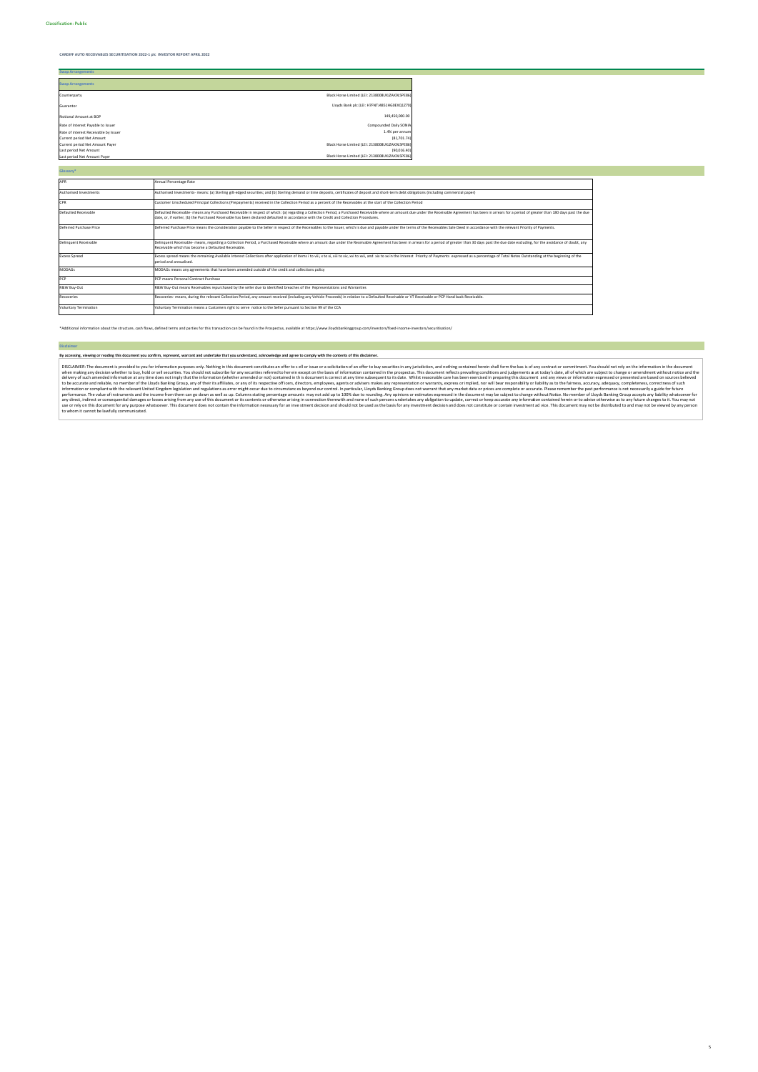Classification: Public

CARDIFF AUTO RECEIVABLES SECURITISATION 2022-1 plc INVESTOR REPORT APRIL 2022

## Swap Arrangements

| Swap Arrangements | |
|---|---|
| Counterparty | Black Horse Limited (LEI: 2138008UXJZAK9L5PE86) |
| Guarantor | Lloyds Bank plc (LEI: H7FNTJ4851HG0EXQ1Z70) |
| Notional Amount at BOP | 149,450,000.00 |
| Rate of Interest Payable to Issuer | Compounded Daily SONIA |
| Rate of Interest Receivable by Issuer | 1.4% per annum |
| Current period Net Amount | (81,701.74) |
| Current period Net Amount Payer | Black Horse Limited (LEI: 2138008UXJZAK9L5PE86) |
| Last period Net Amount | (90,016.40) |
| Last period Net Amount Payer | Black Horse Limited (LEI: 2138008UXJZAK9L5PE86) |

## Glossary*

| | |
|---|---|
| APR | Annual Percentage Rate |
| Authorised Investments | Authorised Investments- means: (a) Sterling gilt-edged securities; and (b) Sterling demand or time deposits, certificates of deposit and short-term debt obligations (including commercial paper) |
| CPR | Customer Unscheduled Principal Collections (Prepayments) received in the Collection Period as a percent of the Receivables at the start of the Collection Period |
| Defaulted Receivable | Defaulted Receivable- means any Purchased Receivable in respect of which: (a) regarding a Collection Period, a Purchased Receivable where an amount due under the Receivable Agreement has been in arrears for a period of greater than 180 days past the due date, or, if earlier, (b) the Purchased Receivable has been declared defaulted in accordance with the Credit and Collection Procedures. |
| Deferred Purchase Price | Deferred Purchase Price means the consideration payable to the Seller in respect of the Receivables to the Issuer, which is due and payable under the terms of the Receivables Sale Deed in accordance with the relevant Priority of Payments. |
| Delinquent Receivable | Delinquent Receivable- means, regarding a Collection Period, a Purchased Receivable where an amount due under the Receivable Agreement has been in arrears for a period of greater than 30 days past the due date excluding, for the avoidance of doubt, any Receivable which has become a Defaulted Receivable. |
| Excess Spread | Excess spread means the remaining Available Interest Collections after application of items i to viii, x to xi, xiii to xiv, xvi to xvii, and xix to xx in the Interest Priority of Payments expressed as a percentage of Total Notes Outstanding at the beginning of the period and annualised. |
| MODAGs | MODAGs means any agreements that have been amended outside of the credit and collections policy |
| PCP | PCP means Personal Contract Purchase |
| R&W Buy-Out | R&W Buy-Out means Receivables repurchased by the seller due to identified breaches of the Representations and Warranties |
| Recoveries | Recoveries- means, during the relevant Collection Period, any amount received (including any Vehicle Proceeds) in relation to a Defaulted Receivable or VT Receivable or PCP Hand back Receivable. |
| Voluntary Termination | Voluntary Termination means a Customers right to serve notice to the Seller pursuant to Section 99 of the CCA |

*Additional information about the structure, cash flows, defined terms and parties for this transaction can be found in the Prospectus, available at https://www.lloydsbankinggroup.com/investors/fixed-income-investors/securitisation/

## Disclaimer

**By accessing, viewing or reading this document you confirm, represent, warrant and undertake that you understand, acknowledge and agree to comply with the contents of this disclaimer.**

DISCLAIMER: The document is provided to you for information purposes only. Nothing in this document constitutes an offer to s ell or issue or a solicitation of an offer to buy securities in any jurisdiction, and nothing contained herein shall form the bas is of any contract or commitment. You should not rely on the information in the document when making any decision whether to buy, hold or sell securities. You should not subscribe for any securities referred to her ein except on the basis of information contained in the prospectus. This document reflects prevailing conditions and judgements as at today's date, all of which are subject to change or amendment without notice and the delivery of such amended information at any time does not imply that the information (whether amended or not) contained in th is document is correct at any time subsequent to its date. Whilst reasonable care has been exercised in preparing this document and any views or information expressed or presented are based on sources believed to be accurate and reliable, no member of the Lloyds Banking Group, any of their its affiliates, or any of its respective off icers, directors, employees, agents or advisers makes any representation or warranty, express or implied, nor will bear responsibility or liability as to the fairness, accuracy, adequacy, completeness, correctness of such information or compliant with the relevant United Kingdom legislation and regulations as error might occur due to circumstanc es beyond our control. In particular, Lloyds Banking Group does not warrant that any market data or prices are complete or accurate. Please remember the past performance is not necessarily a guide for future performance. The value of instruments and the income from them can go down as well as up. Columns stating percentage amounts may not add up to 100% due to rounding. Any opinions or estimates expressed in the document may be subject to change without Notice. No member of Lloyds Banking Group accepts any liability whatsoever for any direct, indirect or consequential damages or losses arising from any use of this document or its contents or otherwise arising in connection therewith and none of such persons undertakes any obligation to update, correct or keep accurate any information contained herein or to advise otherwise as to any future changes to it. You may not use or rely on this document for any purpose whatsoever. This document does not contain the information necessary for an inve stment decision and should not be used as the basis for any investment decision and does not constitute or contain investment ad vice. This document may not be distributed to and may not be viewed by any person to whom it cannot be lawfully communicated.